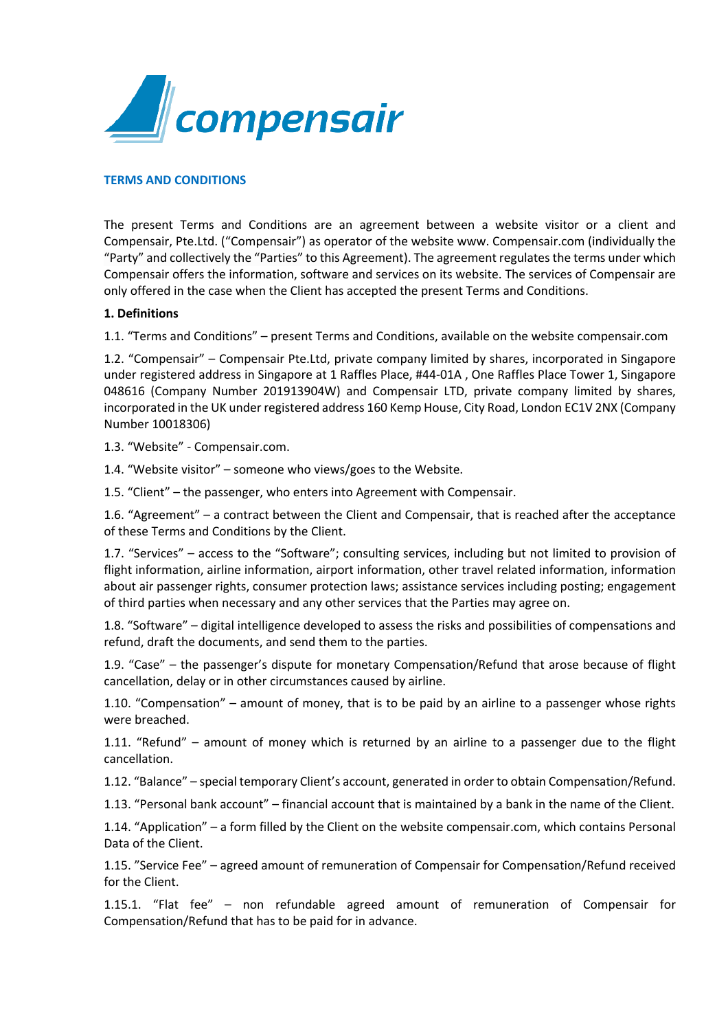**TERMS AND CONDITIONS**

The present Terms and Conditions are an agreement between a website visitor or a client and Compensair, Pte.Ltd. ("Compensair") as operator of the website www. Compensair.com (individually the "Party" and collectively the "Parties" to this Agreement). The agreement regulates the terms under which Compensair offers the information, software and services on its website. The services of Compensair are only offered in the case when the Client has accepted the present Terms and Conditions.

**1. Definitions**

1.1. "Terms and Conditions" – present Terms and Conditions, available on the website compensair.com

1.2. "Compensair" – Compensair Pte.Ltd, private company limited by shares, incorporated in Singapore under registered address in Singapore at 1 Raffles Place, #44-01A , One Raffles Place Tower 1, Singapore 048616 (Company Number 201913904W) and Compensair LTD, private company limited by shares, incorporated in the UK under registered address 160 Kemp House, City Road, London EC1V 2NX (Company Number 10018306)

1.3. "Website" - Compensair.com.

1.4. "Website visitor" – someone who views/goes to the Website.

1.5. "Client" – the passenger, who enters into Agreement with Compensair.

1.6. "Agreement" – a contract between the Client and Compensair, that is reached after the acceptance of these Terms and Conditions by the Client.

1.7. "Services" – access to the "Software"; consulting services, including but not limited to provision of flight information, airline information, airport information, other travel related information, information about air passenger rights, consumer protection laws; assistance services including posting; engagement of third parties when necessary and any other services that the Parties may agree on.

1.8. "Software" – digital intelligence developed to assess the risks and possibilities of compensations and refund, draft the documents, and send them to the parties.

1.9. "Case" – the passenger's dispute for monetary Compensation/Refund that arose because of flight cancellation, delay or in other circumstances caused by airline.

1.10. "Compensation" – amount of money, that is to be paid by an airline to a passenger whose rights were breached.

1.11. "Refund" – amount of money which is returned by an airline to a passenger due to the flight cancellation.

1.12. "Balance" – special temporary Client's account, generated in order to obtain Compensation/Refund.

1.13. "Personal bank account" – financial account that is maintained by a bank in the name of the Client.

1.14. "Application" – a form filled by the Client on the website compensair.com, which contains Personal Data of the Client.

1.15. "Service Fee" – agreed amount of remuneration of Compensair for Compensation/Refund received for the Client.

1.15.1. "Flat fee" – non refundable agreed amount of remuneration of Compensair for Compensation/Refund that has to be paid for in advance.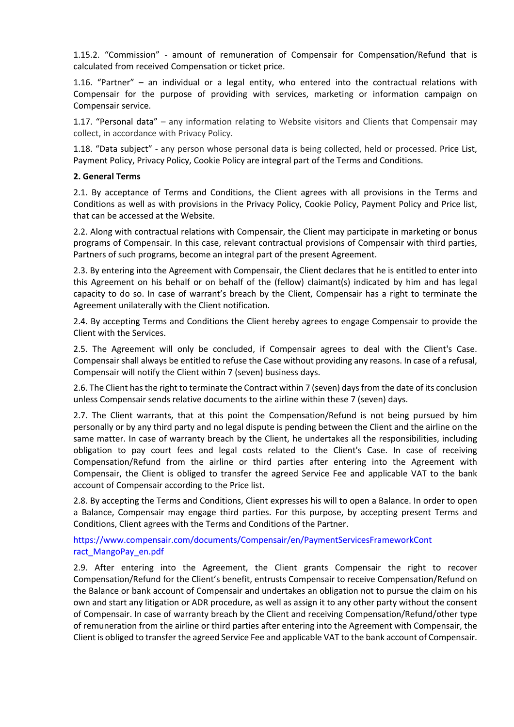1.15.2. “Commission” - amount of remuneration of Compensair for Compensation/Refund that is calculated from received Compensation or ticket price.

1.16. “Partner” – an individual or a legal entity, who entered into the contractual relations with Compensair for the purpose of providing with services, marketing or information campaign on Compensair service.

1.17. “Personal data” – any information relating to Website visitors and Clients that Compensair may collect, in accordance with Privacy Policy.

1.18. “Data subject” - any person whose personal data is being collected, held or processed. Price List, Payment Policy, Privacy Policy, Cookie Policy are integral part of the Terms and Conditions.

**2. General Terms**

2.1. By acceptance of Terms and Conditions, the Client agrees with all provisions in the Terms and Conditions as well as with provisions in the Privacy Policy, Cookie Policy, Payment Policy and Price list, that can be accessed at the Website.

2.2. Along with contractual relations with Compensair, the Client may participate in marketing or bonus programs of Compensair. In this case, relevant contractual provisions of Compensair with third parties, Partners of such programs, become an integral part of the present Agreement.

2.3. By entering into the Agreement with Compensair, the Client declares that he is entitled to enter into this Agreement on his behalf or on behalf of the (fellow) claimant(s) indicated by him and has legal capacity to do so. In case of warrant’s breach by the Client, Compensair has a right to terminate the Agreement unilaterally with the Client notification.

2.4. By accepting Terms and Conditions the Client hereby agrees to engage Compensair to provide the Client with the Services.

2.5. The Agreement will only be concluded, if Compensair agrees to deal with the Client's Case. Compensair shall always be entitled to refuse the Case without providing any reasons. In case of a refusal, Compensair will notify the Client within 7 (seven) business days.

2.6. The Client has the right to terminate the Contract within 7 (seven) days from the date of its conclusion unless Compensair sends relative documents to the airline within these 7 (seven) days.

2.7. The Client warrants, that at this point the Compensation/Refund is not being pursued by him personally or by any third party and no legal dispute is pending between the Client and the airline on the same matter. In case of warranty breach by the Client, he undertakes all the responsibilities, including obligation to pay court fees and legal costs related to the Client's Case. In case of receiving Compensation/Refund from the airline or third parties after entering into the Agreement with Compensair, the Client is obliged to transfer the agreed Service Fee and applicable VAT to the bank account of Compensair according to the Price list.

2.8. By accepting the Terms and Conditions, Client expresses his will to open a Balance. In order to open a Balance, Compensair may engage third parties. For this purpose, by accepting present Terms and Conditions, Client agrees with the Terms and Conditions of the Partner.

https://www.compensair.com/documents/Compensair/en/PaymentServicesFrameworkContract_MangoPay_en.pdf

2.9. After entering into the Agreement, the Client grants Compensair the right to recover Compensation/Refund for the Client’s benefit, entrusts Compensair to receive Compensation/Refund on the Balance or bank account of Compensair and undertakes an obligation not to pursue the claim on his own and start any litigation or ADR procedure, as well as assign it to any other party without the consent of Compensair. In case of warranty breach by the Client and receiving Compensation/Refund/other type of remuneration from the airline or third parties after entering into the Agreement with Compensair, the Client is obliged to transfer the agreed Service Fee and applicable VAT to the bank account of Compensair.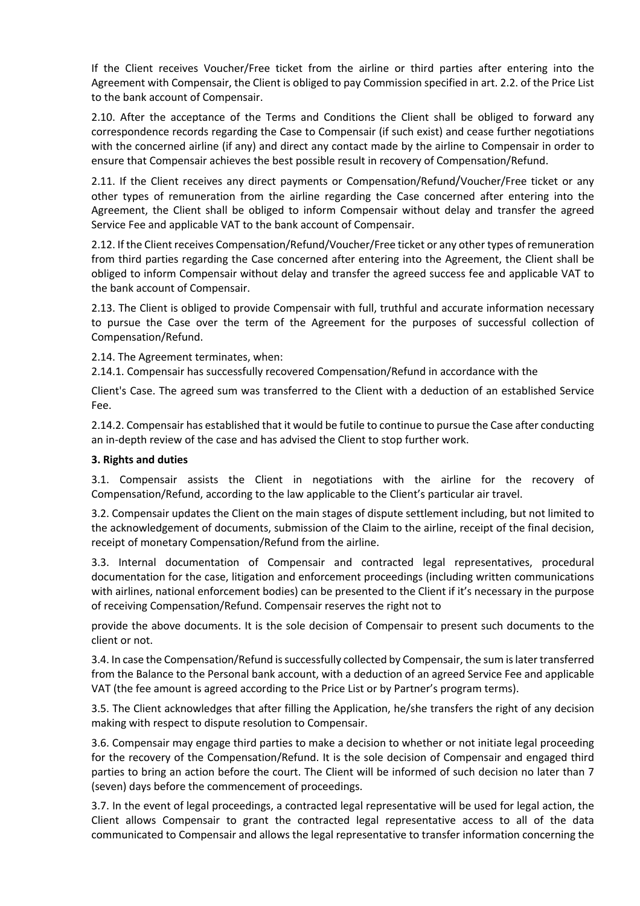If the Client receives Voucher/Free ticket from the airline or third parties after entering into the Agreement with Compensair, the Client is obliged to pay Commission specified in art. 2.2. of the Price List to the bank account of Compensair.

2.10. After the acceptance of the Terms and Conditions the Client shall be obliged to forward any correspondence records regarding the Case to Compensair (if such exist) and cease further negotiations with the concerned airline (if any) and direct any contact made by the airline to Compensair in order to ensure that Compensair achieves the best possible result in recovery of Compensation/Refund.

2.11. If the Client receives any direct payments or Compensation/Refund/Voucher/Free ticket or any other types of remuneration from the airline regarding the Case concerned after entering into the Agreement, the Client shall be obliged to inform Compensair without delay and transfer the agreed Service Fee and applicable VAT to the bank account of Compensair.

2.12. If the Client receives Compensation/Refund/Voucher/Free ticket or any other types of remuneration from third parties regarding the Case concerned after entering into the Agreement, the Client shall be obliged to inform Compensair without delay and transfer the agreed success fee and applicable VAT to the bank account of Compensair.

2.13. The Client is obliged to provide Compensair with full, truthful and accurate information necessary to pursue the Case over the term of the Agreement for the purposes of successful collection of Compensation/Refund.

2.14. The Agreement terminates, when:

2.14.1. Compensair has successfully recovered Compensation/Refund in accordance with the

Client's Case. The agreed sum was transferred to the Client with a deduction of an established Service Fee.

2.14.2. Compensair has established that it would be futile to continue to pursue the Case after conducting an in-depth review of the case and has advised the Client to stop further work.

**3. Rights and duties**

3.1. Compensair assists the Client in negotiations with the airline for the recovery of Compensation/Refund, according to the law applicable to the Client's particular air travel.

3.2. Compensair updates the Client on the main stages of dispute settlement including, but not limited to the acknowledgement of documents, submission of the Claim to the airline, receipt of the final decision, receipt of monetary Compensation/Refund from the airline.

3.3. Internal documentation of Compensair and contracted legal representatives, procedural documentation for the case, litigation and enforcement proceedings (including written communications with airlines, national enforcement bodies) can be presented to the Client if it's necessary in the purpose of receiving Compensation/Refund. Compensair reserves the right not to

provide the above documents. It is the sole decision of Compensair to present such documents to the client or not.

3.4. In case the Compensation/Refund is successfully collected by Compensair, the sum is later transferred from the Balance to the Personal bank account, with a deduction of an agreed Service Fee and applicable VAT (the fee amount is agreed according to the Price List or by Partner's program terms).

3.5. The Client acknowledges that after filling the Application, he/she transfers the right of any decision making with respect to dispute resolution to Compensair.

3.6. Compensair may engage third parties to make a decision to whether or not initiate legal proceeding for the recovery of the Compensation/Refund. It is the sole decision of Compensair and engaged third parties to bring an action before the court. The Client will be informed of such decision no later than 7 (seven) days before the commencement of proceedings.

3.7. In the event of legal proceedings, a contracted legal representative will be used for legal action, the Client allows Compensair to grant the contracted legal representative access to all of the data communicated to Compensair and allows the legal representative to transfer information concerning the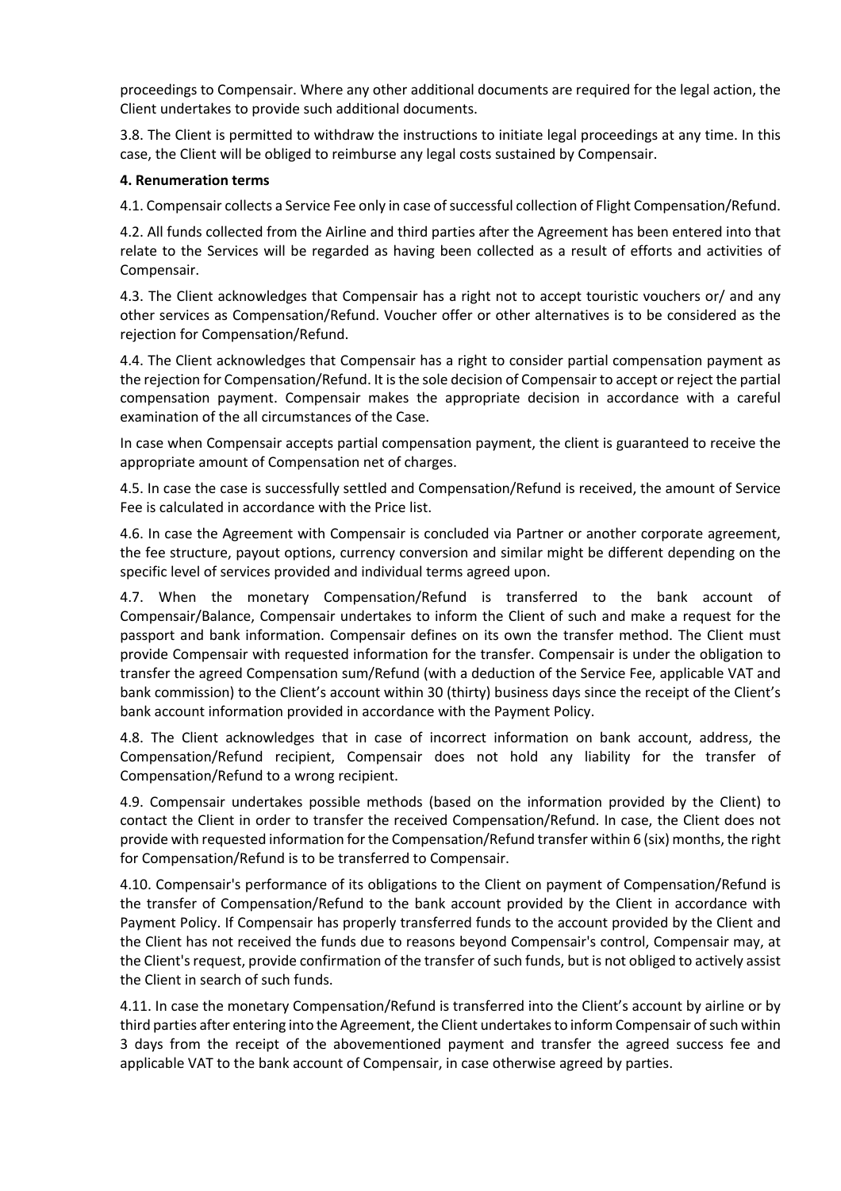proceedings to Compensair. Where any other additional documents are required for the legal action, the Client undertakes to provide such additional documents.

3.8. The Client is permitted to withdraw the instructions to initiate legal proceedings at any time. In this case, the Client will be obliged to reimburse any legal costs sustained by Compensair.

**4. Renumeration terms**

4.1. Compensair collects a Service Fee only in case of successful collection of Flight Compensation/Refund.

4.2. All funds collected from the Airline and third parties after the Agreement has been entered into that relate to the Services will be regarded as having been collected as a result of efforts and activities of Compensair.

4.3. The Client acknowledges that Compensair has a right not to accept touristic vouchers or/ and any other services as Compensation/Refund. Voucher offer or other alternatives is to be considered as the rejection for Compensation/Refund.

4.4. The Client acknowledges that Compensair has a right to consider partial compensation payment as the rejection for Compensation/Refund. It is the sole decision of Compensair to accept or reject the partial compensation payment. Compensair makes the appropriate decision in accordance with a careful examination of the all circumstances of the Case.

In case when Compensair accepts partial compensation payment, the client is guaranteed to receive the appropriate amount of Compensation net of charges.

4.5. In case the case is successfully settled and Compensation/Refund is received, the amount of Service Fee is calculated in accordance with the Price list.

4.6. In case the Agreement with Compensair is concluded via Partner or another corporate agreement, the fee structure, payout options, currency conversion and similar might be different depending on the specific level of services provided and individual terms agreed upon.

4.7. When the monetary Compensation/Refund is transferred to the bank account of Compensair/Balance, Compensair undertakes to inform the Client of such and make a request for the passport and bank information. Compensair defines on its own the transfer method. The Client must provide Compensair with requested information for the transfer. Compensair is under the obligation to transfer the agreed Compensation sum/Refund (with a deduction of the Service Fee, applicable VAT and bank commission) to the Client's account within 30 (thirty) business days since the receipt of the Client's bank account information provided in accordance with the Payment Policy.

4.8. The Client acknowledges that in case of incorrect information on bank account, address, the Compensation/Refund recipient, Compensair does not hold any liability for the transfer of Compensation/Refund to a wrong recipient.

4.9. Compensair undertakes possible methods (based on the information provided by the Client) to contact the Client in order to transfer the received Compensation/Refund. In case, the Client does not provide with requested information for the Compensation/Refund transfer within 6 (six) months, the right for Compensation/Refund is to be transferred to Compensair.

4.10. Compensair's performance of its obligations to the Client on payment of Compensation/Refund is the transfer of Compensation/Refund to the bank account provided by the Client in accordance with Payment Policy. If Compensair has properly transferred funds to the account provided by the Client and the Client has not received the funds due to reasons beyond Compensair's control, Compensair may, at the Client's request, provide confirmation of the transfer of such funds, but is not obliged to actively assist the Client in search of such funds.

4.11. In case the monetary Compensation/Refund is transferred into the Client's account by airline or by third parties after entering into the Agreement, the Client undertakes to inform Compensair of such within 3 days from the receipt of the abovementioned payment and transfer the agreed success fee and applicable VAT to the bank account of Compensair, in case otherwise agreed by parties.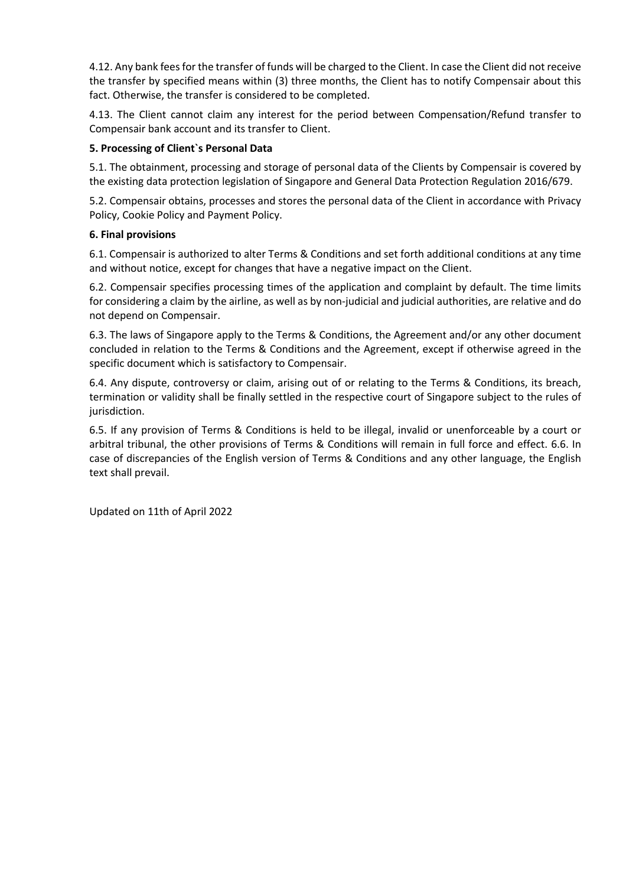4.12. Any bank fees for the transfer of funds will be charged to the Client. In case the Client did not receive the transfer by specified means within (3) three months, the Client has to notify Compensair about this fact. Otherwise, the transfer is considered to be completed.

4.13. The Client cannot claim any interest for the period between Compensation/Refund transfer to Compensair bank account and its transfer to Client.

**5. Processing of Client`s Personal Data**

5.1. The obtainment, processing and storage of personal data of the Clients by Compensair is covered by the existing data protection legislation of Singapore and General Data Protection Regulation 2016/679.

5.2. Compensair obtains, processes and stores the personal data of the Client in accordance with Privacy Policy, Cookie Policy and Payment Policy.

**6. Final provisions**

6.1. Compensair is authorized to alter Terms & Conditions and set forth additional conditions at any time and without notice, except for changes that have a negative impact on the Client.

6.2. Compensair specifies processing times of the application and complaint by default. The time limits for considering a claim by the airline, as well as by non-judicial and judicial authorities, are relative and do not depend on Compensair.

6.3. The laws of Singapore apply to the Terms & Conditions, the Agreement and/or any other document concluded in relation to the Terms & Conditions and the Agreement, except if otherwise agreed in the specific document which is satisfactory to Compensair.

6.4. Any dispute, controversy or claim, arising out of or relating to the Terms & Conditions, its breach, termination or validity shall be finally settled in the respective court of Singapore subject to the rules of jurisdiction.

6.5. If any provision of Terms & Conditions is held to be illegal, invalid or unenforceable by a court or arbitral tribunal, the other provisions of Terms & Conditions will remain in full force and effect. 6.6. In case of discrepancies of the English version of Terms & Conditions and any other language, the English text shall prevail.

Updated on 11th of April 2022